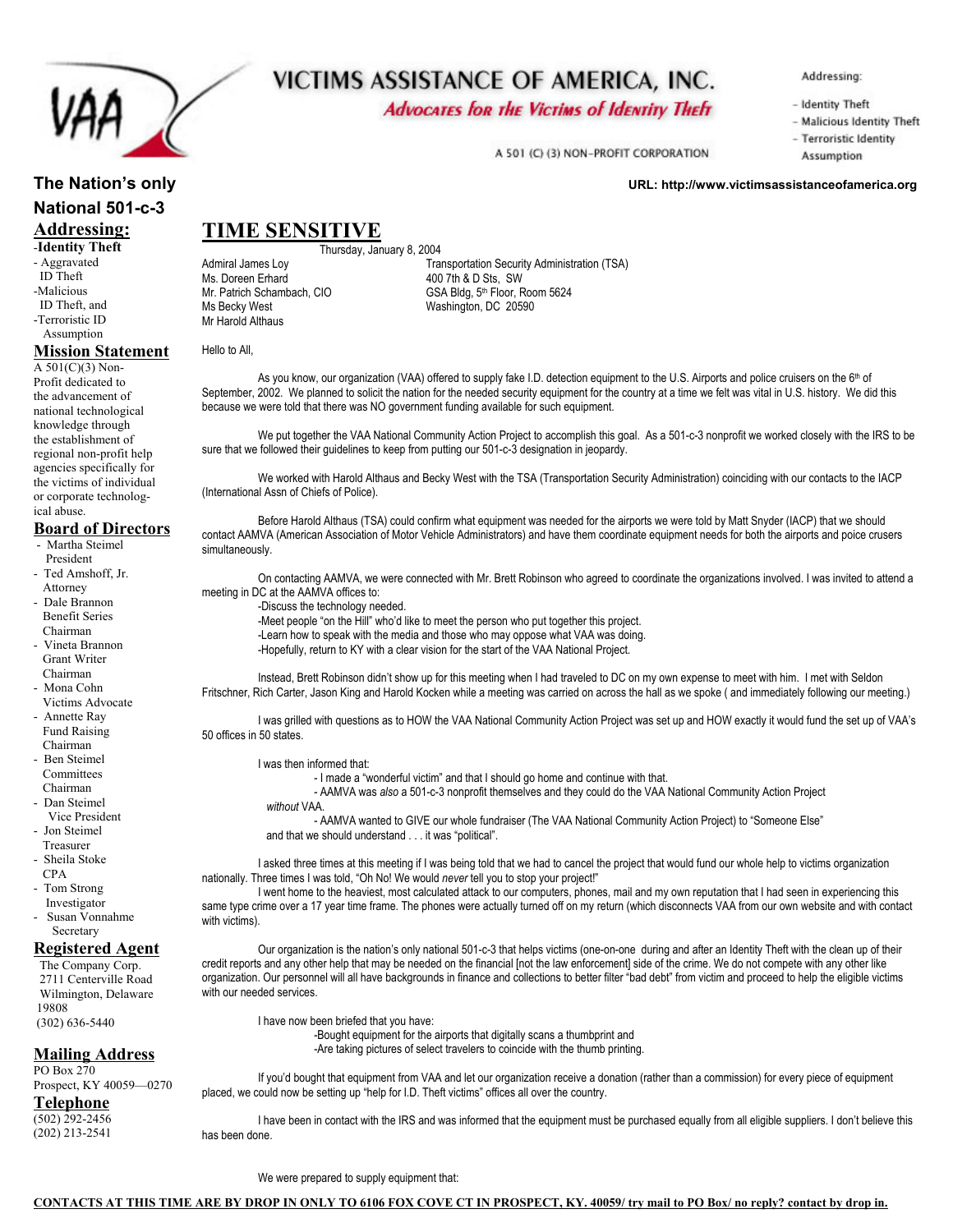# VICTIMS ASSISTANCE OF AMERICA, INC.

*Advocates for the Victims of Identity Theft*

A 501 (C) (3) NON-PROFIT CORPORATION

Addressing:

- Identity Theft
- Malicious Identity Theft
- Terroristic Identity Assumption

URL: http://www.victimsassistanceofamerica.org

**The Nation's only National 501-c-3**

**Addressing:**

- **Identity Theft**
- Aggravated ID Theft
- Malicious ID Theft, and
- Terroristic ID Assumption

**Mission Statement**

A 501(C)(3) Non-Profit dedicated to the advancement of national technological knowledge through the establishment of regional non-profit help agencies specifically for the victims of individual or corporate technological abuse.

**Board of Directors**

- Martha Steimel, President
- Ted Amshoff, Jr., Attorney
- Dale Brannon, Benefit Series Chairman
- Vineta Brannon, Grant Writer Chairman
- Mona Cohn, Victims Advocate
- Annette Ray, Fund Raising Chairman
- Ben Steimel, Committees Chairman
- Dan Steimel, Vice President
- Jon Steimel, Treasurer
- Sheila Stoke, CPA
- Tom Strong, Investigator
- Susan Vonnahme, Secretary

**Registered Agent**

The Company Corp.
2711 Centerville Road
Wilmington, Delaware 19808
(302) 636-5440

**Mailing Address**

PO Box 270
Prospect, KY 40059—0270

**Telephone**

(502) 292-2456
(202) 213-2541

## TIME SENSITIVE

Thursday, January 8, 2004

Admiral James Loy
Ms. Doreen Erhard
Mr. Patrich Schambach, CIO
Ms Becky West
Mr Harold Althaus

Transportation Security Administration (TSA)
400 7th & D Sts, SW
GSA Bldg, 5th Floor, Room 5624
Washington, DC 20590

Hello to All,

As you know, our organization (VAA) offered to supply fake I.D. detection equipment to the U.S. Airports and police cruisers on the 6th of September, 2002. We planned to solicit the nation for the needed security equipment for the country at a time we felt was vital in U.S. history. We did this because we were told that there was NO government funding available for such equipment.

We put together the VAA National Community Action Project to accomplish this goal. As a 501-c-3 nonprofit we worked closely with the IRS to be sure that we followed their guidelines to keep from putting our 501-c-3 designation in jeopardy.

We worked with Harold Althaus and Becky West with the TSA (Transportation Security Administration) coinciding with our contacts to the IACP (International Assn of Chiefs of Police).

Before Harold Althaus (TSA) could confirm what equipment was needed for the airports we were told by Matt Snyder (IACP) that we should contact AAMVA (American Association of Motor Vehicle Administrators) and have them coordinate equipment needs for both the airports and poice crusers simultaneously.

On contacting AAMVA, we were connected with Mr. Brett Robinson who agreed to coordinate the organizations involved. I was invited to attend a meeting in DC at the AAMVA offices to:

-Discuss the technology needed.
-Meet people "on the Hill" who'd like to meet the person who put together this project.
-Learn how to speak with the media and those who may oppose what VAA was doing.
-Hopefully, return to KY with a clear vision for the start of the VAA National Project.

Instead, Brett Robinson didn't show up for this meeting when I had traveled to DC on my own expense to meet with him. I met with Seldon Fritschner, Rich Carter, Jason King and Harold Kocken while a meeting was carried on across the hall as we spoke ( and immediately following our meeting.)

I was grilled with questions as to HOW the VAA National Community Action Project was set up and HOW exactly it would fund the set up of VAA's 50 offices in 50 states.

I was then informed that:

- I made a "wonderful victim" and that I should go home and continue with that.
- AAMVA was *also* a 501-c-3 nonprofit themselves and they could do the VAA National Community Action Project *without* VAA.
- AAMVA wanted to GIVE our whole fundraiser (The VAA National Community Action Project) to "Someone Else" and that we should understand . . . it was "political".

I asked three times at this meeting if I was being told that we had to cancel the project that would fund our whole help to victims organization nationally. Three times I was told, "Oh No! We would *never* tell you to stop your project!"

I went home to the heaviest, most calculated attack to our computers, phones, mail and my own reputation that I had seen in experiencing this same type crime over a 17 year time frame. The phones were actually turned off on my return (which disconnects VAA from our own website and with contact with victims).

Our organization is the nation's only national 501-c-3 that helps victims (one-on-one during and after an Identity Theft with the clean up of their credit reports and any other help that may be needed on the financial [not the law enforcement] side of the crime. We do not compete with any other like organization. Our personnel will all have backgrounds in finance and collections to better filter "bad debt" from victim and proceed to help the eligible victims with our needed services.

I have now been briefed that you have:

-Bought equipment for the airports that digitally scans a thumbprint and
-Are taking pictures of select travelers to coincide with the thumb printing.

If you'd bought that equipment from VAA and let our organization receive a donation (rather than a commission) for every piece of equipment placed, we could now be setting up "help for I.D. Theft victims" offices all over the country.

I have been in contact with the IRS and was informed that the equipment must be purchased equally from all eligible suppliers. I don't believe this has been done.

We were prepared to supply equipment that:

**CONTACTS AT THIS TIME ARE BY DROP IN ONLY TO 6106 FOX COVE CT IN PROSPECT, KY. 40059/ try mail to PO Box/ no reply? contact by drop in.**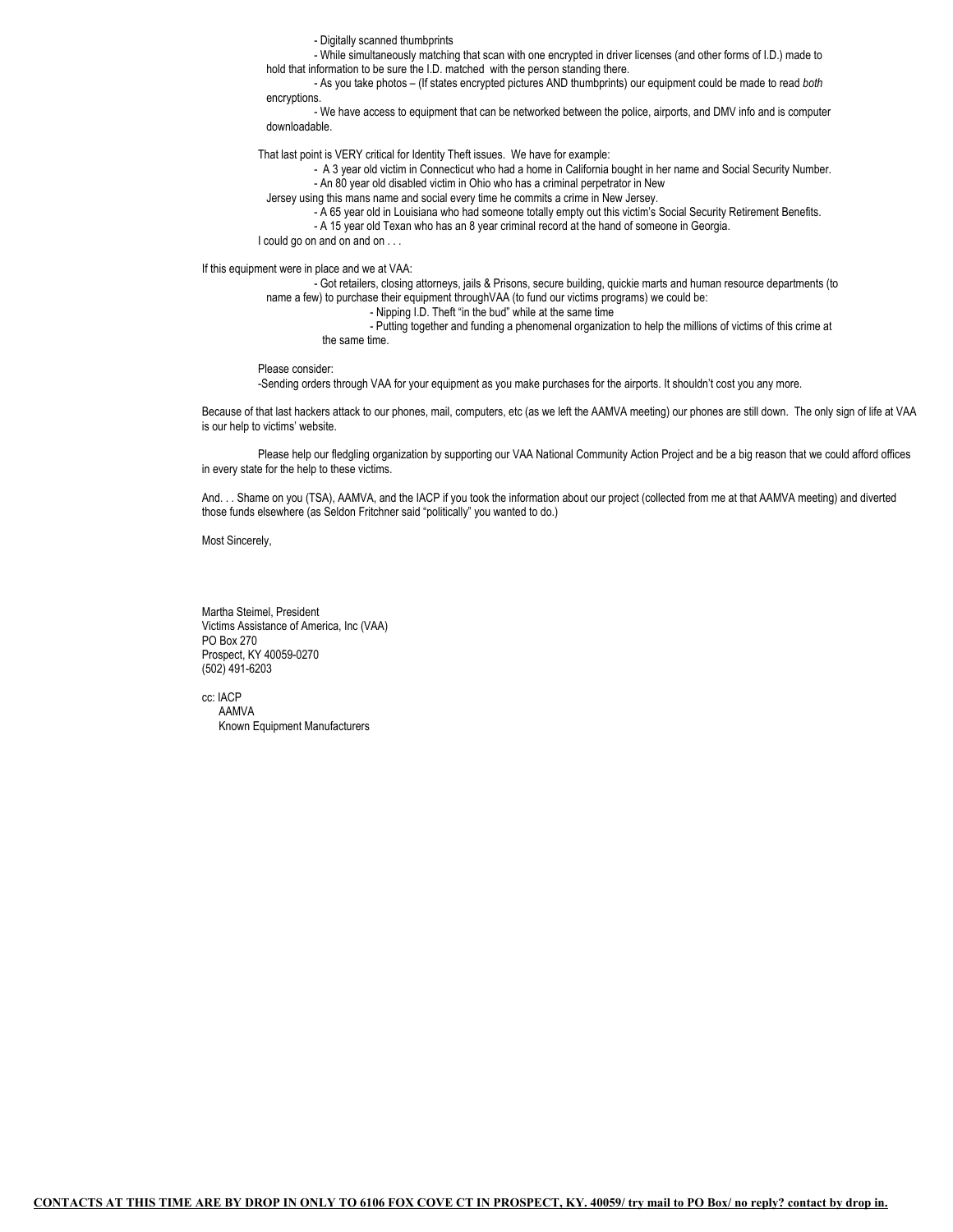- Digitally scanned thumbprints
- While simultaneously matching that scan with one encrypted in driver licenses (and other forms of I.D.) made to hold that information to be sure the I.D. matched with the person standing there.
- As you take photos – (If states encrypted pictures AND thumbprints) our equipment could be made to read *both* encryptions.
- We have access to equipment that can be networked between the police, airports, and DMV info and is computer downloadable.

That last point is VERY critical for Identity Theft issues. We have for example:

- A 3 year old victim in Connecticut who had a home in California bought in her name and Social Security Number.
- An 80 year old disabled victim in Ohio who has a criminal perpetrator in New Jersey using this mans name and social every time he commits a crime in New Jersey.
- A 65 year old in Louisiana who had someone totally empty out this victim's Social Security Retirement Benefits.
- A 15 year old Texan who has an 8 year criminal record at the hand of someone in Georgia.

I could go on and on and on . . .

If this equipment were in place and we at VAA:

- Got retailers, closing attorneys, jails & Prisons, secure building, quickie marts and human resource departments (to name a few) to purchase their equipment throughVAA (to fund our victims programs) we could be:
  - Nipping I.D. Theft "in the bud" while at the same time
  - Putting together and funding a phenomenal organization to help the millions of victims of this crime at the same time.

Please consider:
-Sending orders through VAA for your equipment as you make purchases for the airports. It shouldn't cost you any more.

Because of that last hackers attack to our phones, mail, computers, etc (as we left the AAMVA meeting) our phones are still down. The only sign of life at VAA is our help to victims' website.

Please help our fledgling organization by supporting our VAA National Community Action Project and be a big reason that we could afford offices in every state for the help to these victims.

And. . . Shame on you (TSA), AAMVA, and the IACP if you took the information about our project (collected from me at that AAMVA meeting) and diverted those funds elsewhere (as Seldon Fritchner said "politically" you wanted to do.)

Most Sincerely,

Martha Steimel, President
Victims Assistance of America, Inc (VAA)
PO Box 270
Prospect, KY 40059-0270
(502) 491-6203

cc: IACP
AAMVA
Known Equipment Manufacturers

**CONTACTS AT THIS TIME ARE BY DROP IN ONLY TO 6106 FOX COVE CT IN PROSPECT, KY. 40059/ try mail to PO Box/ no reply? contact by drop in.**